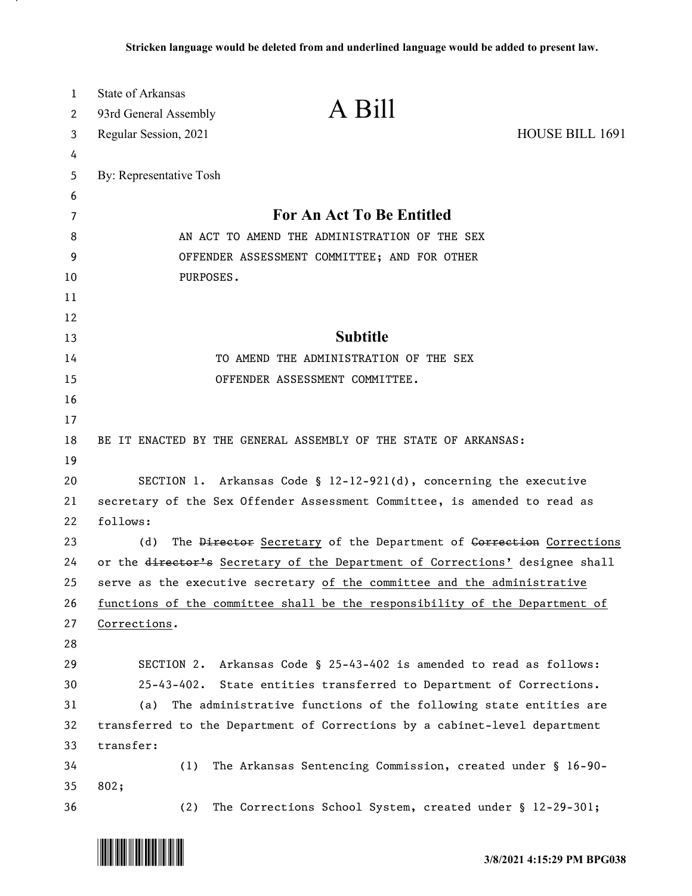Stricken language would be deleted from and underlined language would be added to present law.

State of Arkansas
93rd General Assembly
Regular Session, 2021

# A Bill

HOUSE BILL 1691

By: Representative Tosh

## For An Act To Be Entitled

AN ACT TO AMEND THE ADMINISTRATION OF THE SEX OFFENDER ASSESSMENT COMMITTEE; AND FOR OTHER PURPOSES.

## Subtitle

TO AMEND THE ADMINISTRATION OF THE SEX OFFENDER ASSESSMENT COMMITTEE.

BE IT ENACTED BY THE GENERAL ASSEMBLY OF THE STATE OF ARKANSAS:

SECTION 1. Arkansas Code § 12-12-921(d), concerning the executive secretary of the Sex Offender Assessment Committee, is amended to read as follows:

(d) The ~~Director~~ <u>Secretary</u> of the Department of ~~Correction~~ <u>Corrections</u> or the ~~director's~~ <u>Secretary of the Department of Corrections'</u> designee shall serve as the executive secretary <u>of the committee and the administrative functions of the committee shall be the responsibility of the Department of Corrections</u>.

SECTION 2. Arkansas Code § 25-43-402 is amended to read as follows:

25-43-402. State entities transferred to Department of Corrections.

(a) The administrative functions of the following state entities are transferred to the Department of Corrections by a cabinet-level department transfer:

(1) The Arkansas Sentencing Commission, created under § 16-90-802;

(2) The Corrections School System, created under § 12-29-301;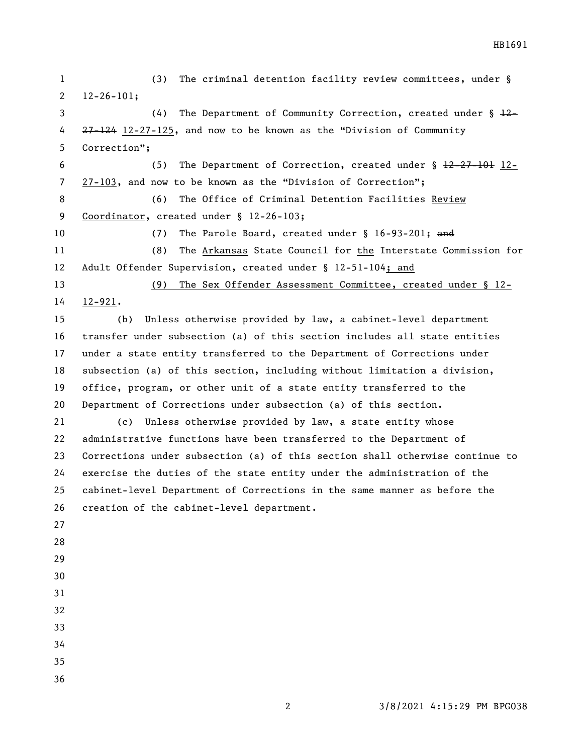(3) The criminal detention facility review committees, under § 12-26-101;

(4) The Department of Community Correction, created under § ~~12-27-124~~ 12-27-125, and now to be known as the "Division of Community Correction";

(5) The Department of Correction, created under § ~~12-27-101~~ 12-27-103, and now to be known as the "Division of Correction";

(6) The Office of Criminal Detention Facilities Review Coordinator, created under § 12-26-103;

(7) The Parole Board, created under § 16-93-201; ~~and~~

(8) The Arkansas State Council for the Interstate Commission for Adult Offender Supervision, created under § 12-51-104; and

(9) The Sex Offender Assessment Committee, created under § 12-12-921.

(b) Unless otherwise provided by law, a cabinet-level department transfer under subsection (a) of this section includes all state entities under a state entity transferred to the Department of Corrections under subsection (a) of this section, including without limitation a division, office, program, or other unit of a state entity transferred to the Department of Corrections under subsection (a) of this section.

(c) Unless otherwise provided by law, a state entity whose administrative functions have been transferred to the Department of Corrections under subsection (a) of this section shall otherwise continue to exercise the duties of the state entity under the administration of the cabinet-level Department of Corrections in the same manner as before the creation of the cabinet-level department.